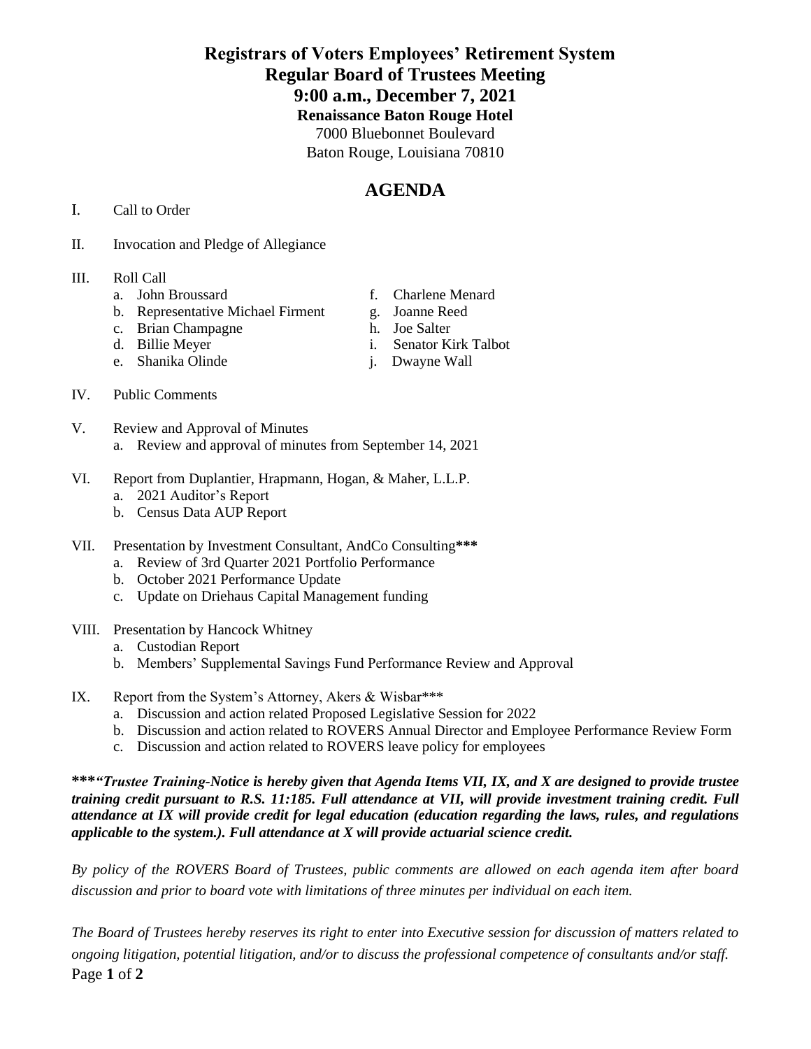# Registrars of Voters Employees' Retirement System
## Regular Board of Trustees Meeting
## 9:00 a.m., December 7, 2021
### Renaissance Baton Rouge Hotel

7000 Bluebonnet Boulevard
Baton Rouge, Louisiana 70810

## AGENDA

I. Call to Order

II. Invocation and Pledge of Allegiance

III. Roll Call
   a. John Broussard
   b. Representative Michael Firment
   c. Brian Champagne
   d. Billie Meyer
   e. Shanika Olinde
   f. Charlene Menard
   g. Joanne Reed
   h. Joe Salter
   i. Senator Kirk Talbot
   j. Dwayne Wall

IV. Public Comments

V. Review and Approval of Minutes
   a. Review and approval of minutes from September 14, 2021

VI. Report from Duplantier, Hrapmann, Hogan, & Maher, L.L.P.
   a. 2021 Auditor's Report
   b. Census Data AUP Report

VII. Presentation by Investment Consultant, AndCo Consulting**\*\*\***
   a. Review of 3rd Quarter 2021 Portfolio Performance
   b. October 2021 Performance Update
   c. Update on Driehaus Capital Management funding

VIII. Presentation by Hancock Whitney
   a. Custodian Report
   b. Members' Supplemental Savings Fund Performance Review and Approval

IX. Report from the System's Attorney, Akers & Wisbar***
   a. Discussion and action related Proposed Legislative Session for 2022
   b. Discussion and action related to ROVERS Annual Director and Employee Performance Review Form
   c. Discussion and action related to ROVERS leave policy for employees

***\*\*\*"Trustee Training-Notice is hereby given that Agenda Items VII, IX, and X are designed to provide trustee training credit pursuant to R.S. 11:185. Full attendance at VII, will provide investment training credit. Full attendance at IX will provide credit for legal education (education regarding the laws, rules, and regulations applicable to the system.). Full attendance at X will provide actuarial science credit.***

*By policy of the ROVERS Board of Trustees, public comments are allowed on each agenda item after board discussion and prior to board vote with limitations of three minutes per individual on each item.*

*The Board of Trustees hereby reserves its right to enter into Executive session for discussion of matters related to ongoing litigation, potential litigation, and/or to discuss the professional competence of consultants and/or staff.*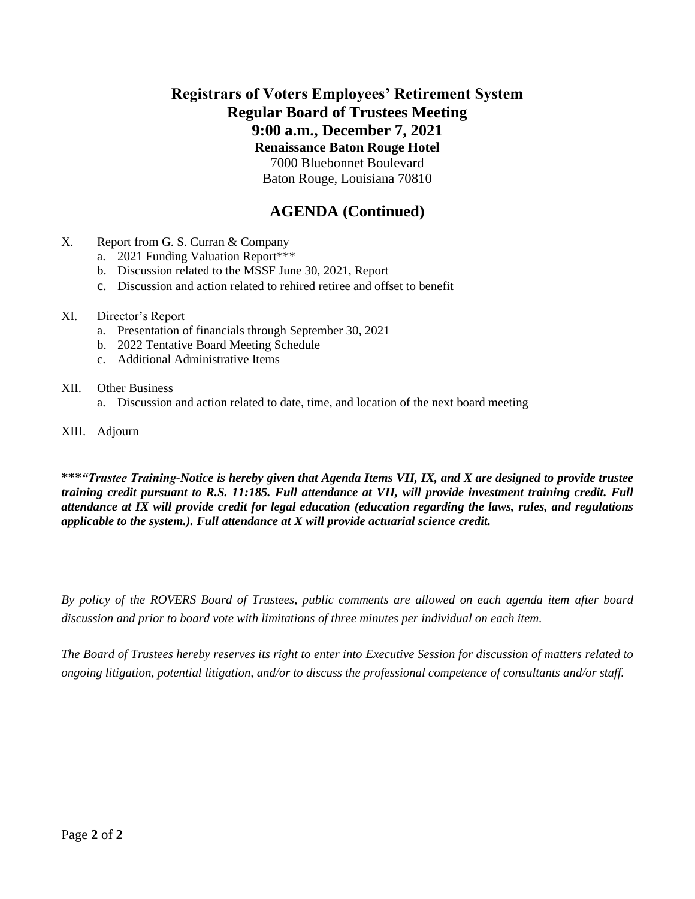# Registrars of Voters Employees' Retirement System
## Regular Board of Trustees Meeting
## 9:00 a.m., December 7, 2021

**Renaissance Baton Rouge Hotel**
7000 Bluebonnet Boulevard
Baton Rouge, Louisiana 70810

## AGENDA (Continued)

X. Report from G. S. Curran & Company
   a. 2021 Funding Valuation Report***
   b. Discussion related to the MSSF June 30, 2021, Report
   c. Discussion and action related to rehired retiree and offset to benefit

XI. Director's Report
   a. Presentation of financials through September 30, 2021
   b. 2022 Tentative Board Meeting Schedule
   c. Additional Administrative Items

XII. Other Business
   a. Discussion and action related to date, time, and location of the next board meeting

XIII. Adjourn

*****"Trustee Training-Notice is hereby given that Agenda Items VII, IX, and X are designed to provide trustee training credit pursuant to R.S. 11:185. Full attendance at VII, will provide investment training credit. Full attendance at IX will provide credit for legal education (education regarding the laws, rules, and regulations applicable to the system.). Full attendance at X will provide actuarial science credit.***

*By policy of the ROVERS Board of Trustees, public comments are allowed on each agenda item after board discussion and prior to board vote with limitations of three minutes per individual on each item.*

*The Board of Trustees hereby reserves its right to enter into Executive Session for discussion of matters related to ongoing litigation, potential litigation, and/or to discuss the professional competence of consultants and/or staff.*